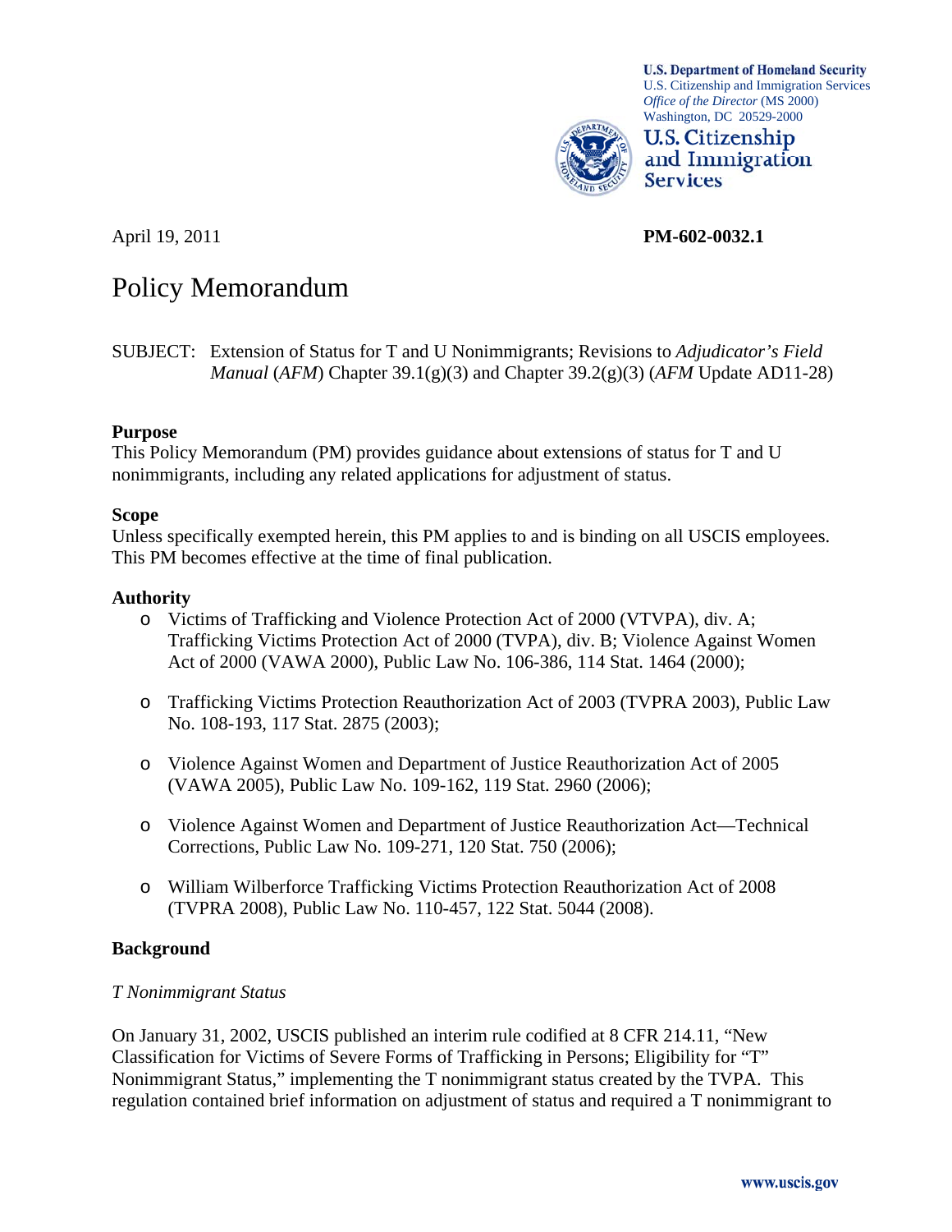**U.S. Department of Homeland Security**
U.S. Citizenship and Immigration Services
*Office of the Director* (MS 2000)
Washington, DC 20529-2000

**U.S. Citizenship and Immigration Services**

April 19, 2011

**PM-602-0032.1**

# Policy Memorandum

SUBJECT: Extension of Status for T and U Nonimmigrants; Revisions to *Adjudicator's Field Manual* (*AFM*) Chapter 39.1(g)(3) and Chapter 39.2(g)(3) (*AFM* Update AD11-28)

### Purpose

This Policy Memorandum (PM) provides guidance about extensions of status for T and U nonimmigrants, including any related applications for adjustment of status.

### Scope

Unless specifically exempted herein, this PM applies to and is binding on all USCIS employees. This PM becomes effective at the time of final publication.

### Authority

- Victims of Trafficking and Violence Protection Act of 2000 (VTVPA), div. A; Trafficking Victims Protection Act of 2000 (TVPA), div. B; Violence Against Women Act of 2000 (VAWA 2000), Public Law No. 106-386, 114 Stat. 1464 (2000);
- Trafficking Victims Protection Reauthorization Act of 2003 (TVPRA 2003), Public Law No. 108-193, 117 Stat. 2875 (2003);
- Violence Against Women and Department of Justice Reauthorization Act of 2005 (VAWA 2005), Public Law No. 109-162, 119 Stat. 2960 (2006);
- Violence Against Women and Department of Justice Reauthorization Act—Technical Corrections, Public Law No. 109-271, 120 Stat. 750 (2006);
- William Wilberforce Trafficking Victims Protection Reauthorization Act of 2008 (TVPRA 2008), Public Law No. 110-457, 122 Stat. 5044 (2008).

### Background

*T Nonimmigrant Status*

On January 31, 2002, USCIS published an interim rule codified at 8 CFR 214.11, "New Classification for Victims of Severe Forms of Trafficking in Persons; Eligibility for "T" Nonimmigrant Status," implementing the T nonimmigrant status created by the TVPA. This regulation contained brief information on adjustment of status and required a T nonimmigrant to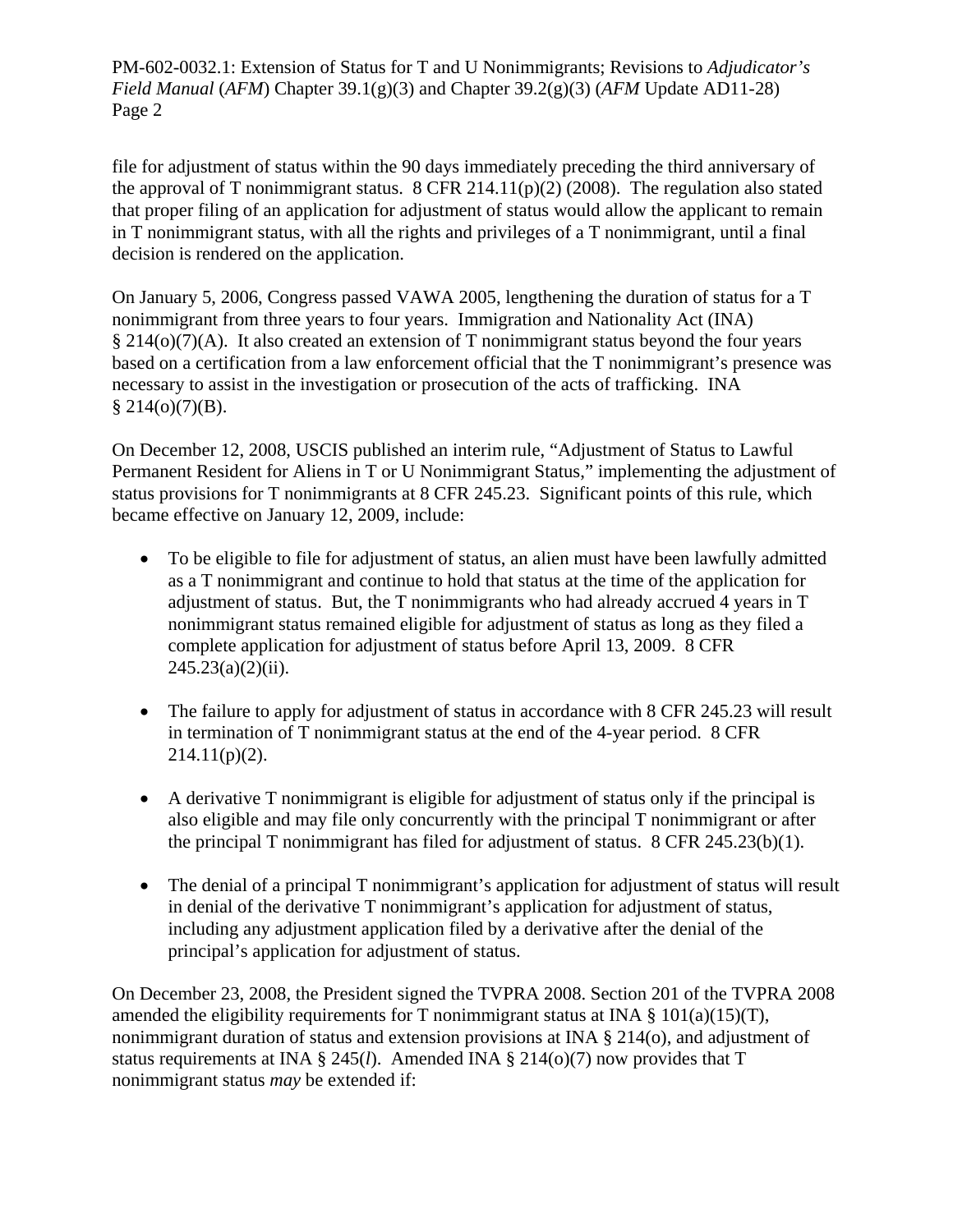file for adjustment of status within the 90 days immediately preceding the third anniversary of the approval of T nonimmigrant status. 8 CFR 214.11(p)(2) (2008). The regulation also stated that proper filing of an application for adjustment of status would allow the applicant to remain in T nonimmigrant status, with all the rights and privileges of a T nonimmigrant, until a final decision is rendered on the application.

On January 5, 2006, Congress passed VAWA 2005, lengthening the duration of status for a T nonimmigrant from three years to four years. Immigration and Nationality Act (INA) § 214(o)(7)(A). It also created an extension of T nonimmigrant status beyond the four years based on a certification from a law enforcement official that the T nonimmigrant's presence was necessary to assist in the investigation or prosecution of the acts of trafficking. INA § 214(o)(7)(B).

On December 12, 2008, USCIS published an interim rule, "Adjustment of Status to Lawful Permanent Resident for Aliens in T or U Nonimmigrant Status," implementing the adjustment of status provisions for T nonimmigrants at 8 CFR 245.23. Significant points of this rule, which became effective on January 12, 2009, include:

- To be eligible to file for adjustment of status, an alien must have been lawfully admitted as a T nonimmigrant and continue to hold that status at the time of the application for adjustment of status. But, the T nonimmigrants who had already accrued 4 years in T nonimmigrant status remained eligible for adjustment of status as long as they filed a complete application for adjustment of status before April 13, 2009. 8 CFR 245.23(a)(2)(ii).

- The failure to apply for adjustment of status in accordance with 8 CFR 245.23 will result in termination of T nonimmigrant status at the end of the 4-year period. 8 CFR 214.11(p)(2).

- A derivative T nonimmigrant is eligible for adjustment of status only if the principal is also eligible and may file only concurrently with the principal T nonimmigrant or after the principal T nonimmigrant has filed for adjustment of status. 8 CFR 245.23(b)(1).

- The denial of a principal T nonimmigrant's application for adjustment of status will result in denial of the derivative T nonimmigrant's application for adjustment of status, including any adjustment application filed by a derivative after the denial of the principal's application for adjustment of status.

On December 23, 2008, the President signed the TVPRA 2008. Section 201 of the TVPRA 2008 amended the eligibility requirements for T nonimmigrant status at INA § 101(a)(15)(T), nonimmigrant duration of status and extension provisions at INA § 214(o), and adjustment of status requirements at INA § 245(*l*). Amended INA § 214(o)(7) now provides that T nonimmigrant status *may* be extended if: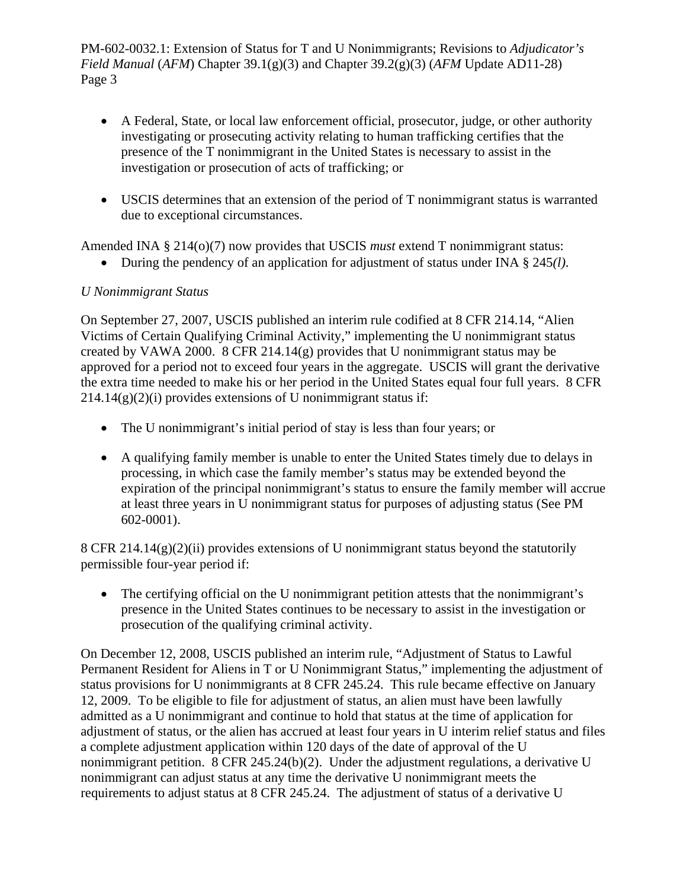- A Federal, State, or local law enforcement official, prosecutor, judge, or other authority investigating or prosecuting activity relating to human trafficking certifies that the presence of the T nonimmigrant in the United States is necessary to assist in the investigation or prosecution of acts of trafficking; or

- USCIS determines that an extension of the period of T nonimmigrant status is warranted due to exceptional circumstances.

Amended INA § 214(o)(7) now provides that USCIS *must* extend T nonimmigrant status:

- During the pendency of an application for adjustment of status under INA § 245*(l)*.

*U Nonimmigrant Status*

On September 27, 2007, USCIS published an interim rule codified at 8 CFR 214.14, "Alien Victims of Certain Qualifying Criminal Activity," implementing the U nonimmigrant status created by VAWA 2000. 8 CFR 214.14(g) provides that U nonimmigrant status may be approved for a period not to exceed four years in the aggregate. USCIS will grant the derivative the extra time needed to make his or her period in the United States equal four full years. 8 CFR 214.14(g)(2)(i) provides extensions of U nonimmigrant status if:

- The U nonimmigrant's initial period of stay is less than four years; or

- A qualifying family member is unable to enter the United States timely due to delays in processing, in which case the family member's status may be extended beyond the expiration of the principal nonimmigrant's status to ensure the family member will accrue at least three years in U nonimmigrant status for purposes of adjusting status (See PM 602-0001).

8 CFR 214.14(g)(2)(ii) provides extensions of U nonimmigrant status beyond the statutorily permissible four-year period if:

- The certifying official on the U nonimmigrant petition attests that the nonimmigrant's presence in the United States continues to be necessary to assist in the investigation or prosecution of the qualifying criminal activity.

On December 12, 2008, USCIS published an interim rule, "Adjustment of Status to Lawful Permanent Resident for Aliens in T or U Nonimmigrant Status," implementing the adjustment of status provisions for U nonimmigrants at 8 CFR 245.24. This rule became effective on January 12, 2009. To be eligible to file for adjustment of status, an alien must have been lawfully admitted as a U nonimmigrant and continue to hold that status at the time of application for adjustment of status, or the alien has accrued at least four years in U interim relief status and files a complete adjustment application within 120 days of the date of approval of the U nonimmigrant petition. 8 CFR 245.24(b)(2). Under the adjustment regulations, a derivative U nonimmigrant can adjust status at any time the derivative U nonimmigrant meets the requirements to adjust status at 8 CFR 245.24. The adjustment of status of a derivative U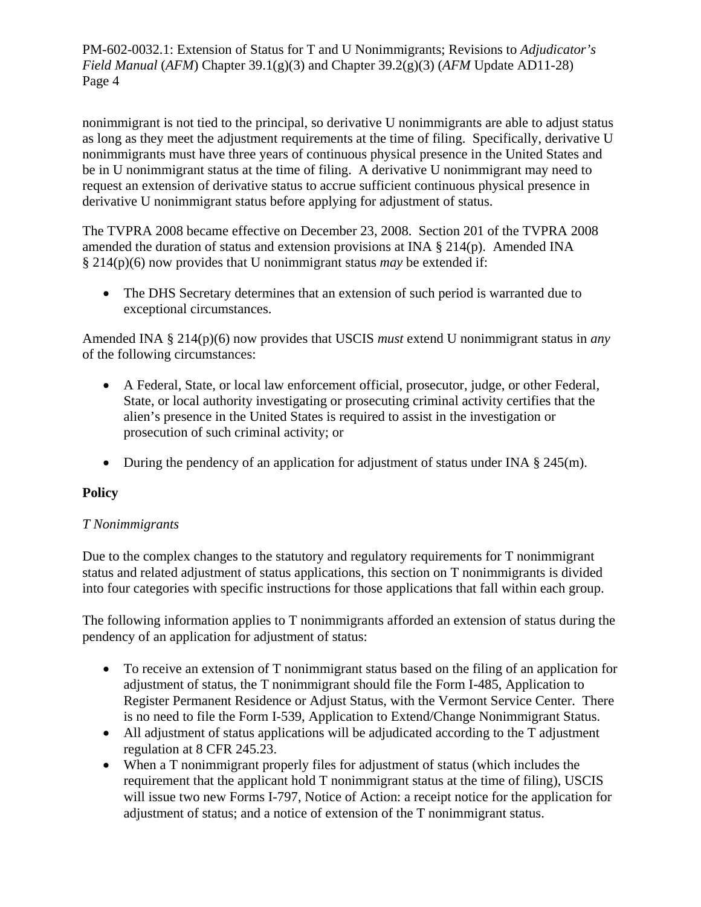nonimmigrant is not tied to the principal, so derivative U nonimmigrants are able to adjust status as long as they meet the adjustment requirements at the time of filing. Specifically, derivative U nonimmigrants must have three years of continuous physical presence in the United States and be in U nonimmigrant status at the time of filing. A derivative U nonimmigrant may need to request an extension of derivative status to accrue sufficient continuous physical presence in derivative U nonimmigrant status before applying for adjustment of status.

The TVPRA 2008 became effective on December 23, 2008. Section 201 of the TVPRA 2008 amended the duration of status and extension provisions at INA § 214(p). Amended INA § 214(p)(6) now provides that U nonimmigrant status *may* be extended if:

- The DHS Secretary determines that an extension of such period is warranted due to exceptional circumstances.

Amended INA § 214(p)(6) now provides that USCIS *must* extend U nonimmigrant status in *any* of the following circumstances:

- A Federal, State, or local law enforcement official, prosecutor, judge, or other Federal, State, or local authority investigating or prosecuting criminal activity certifies that the alien's presence in the United States is required to assist in the investigation or prosecution of such criminal activity; or
- During the pendency of an application for adjustment of status under INA § 245(m).

**Policy**

*T Nonimmigrants*

Due to the complex changes to the statutory and regulatory requirements for T nonimmigrant status and related adjustment of status applications, this section on T nonimmigrants is divided into four categories with specific instructions for those applications that fall within each group.

The following information applies to T nonimmigrants afforded an extension of status during the pendency of an application for adjustment of status:

- To receive an extension of T nonimmigrant status based on the filing of an application for adjustment of status, the T nonimmigrant should file the Form I-485, Application to Register Permanent Residence or Adjust Status, with the Vermont Service Center. There is no need to file the Form I-539, Application to Extend/Change Nonimmigrant Status.
- All adjustment of status applications will be adjudicated according to the T adjustment regulation at 8 CFR 245.23.
- When a T nonimmigrant properly files for adjustment of status (which includes the requirement that the applicant hold T nonimmigrant status at the time of filing), USCIS will issue two new Forms I-797, Notice of Action: a receipt notice for the application for adjustment of status; and a notice of extension of the T nonimmigrant status.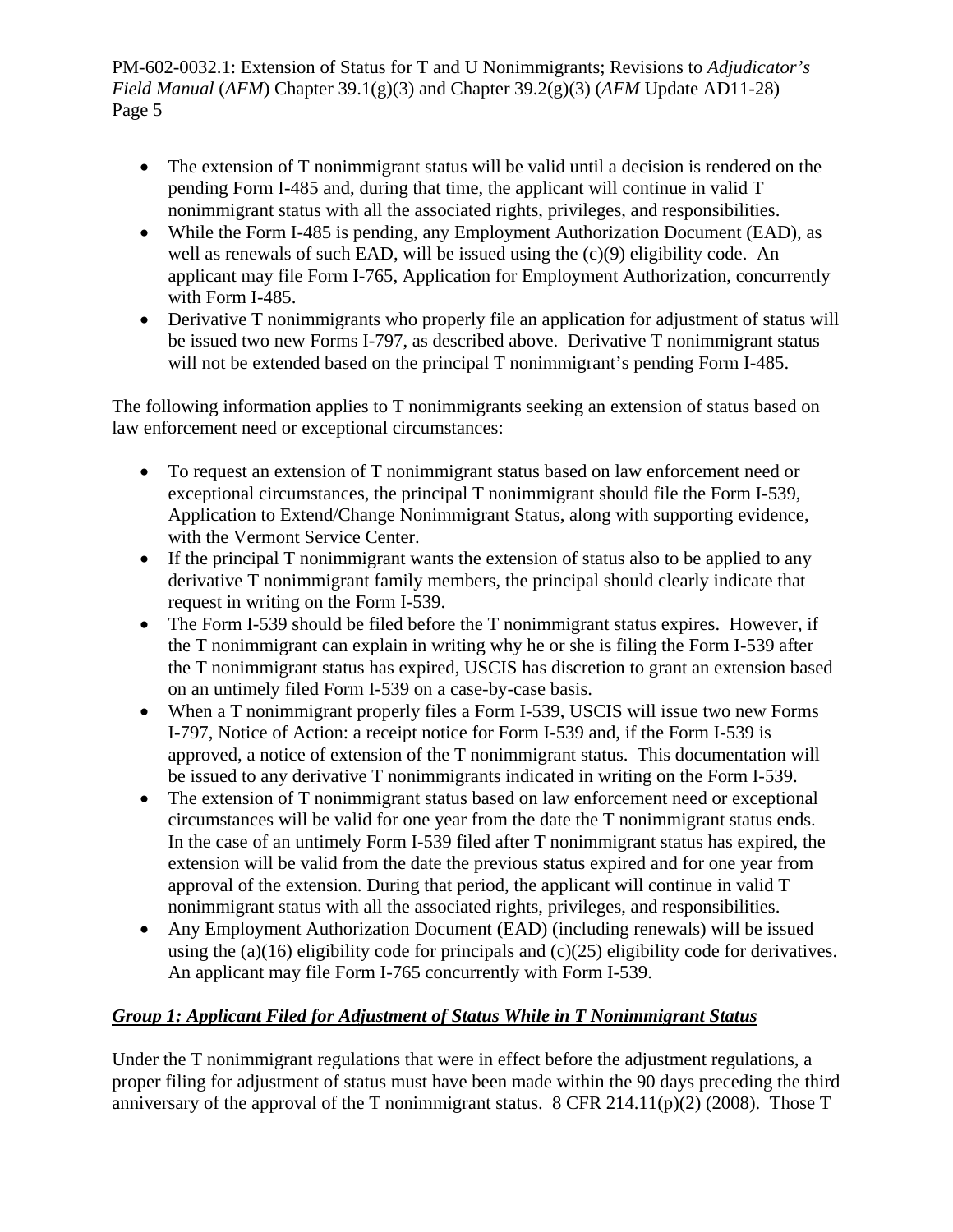- The extension of T nonimmigrant status will be valid until a decision is rendered on the pending Form I-485 and, during that time, the applicant will continue in valid T nonimmigrant status with all the associated rights, privileges, and responsibilities.
- While the Form I-485 is pending, any Employment Authorization Document (EAD), as well as renewals of such EAD, will be issued using the (c)(9) eligibility code. An applicant may file Form I-765, Application for Employment Authorization, concurrently with Form I-485.
- Derivative T nonimmigrants who properly file an application for adjustment of status will be issued two new Forms I-797, as described above. Derivative T nonimmigrant status will not be extended based on the principal T nonimmigrant's pending Form I-485.

The following information applies to T nonimmigrants seeking an extension of status based on law enforcement need or exceptional circumstances:

- To request an extension of T nonimmigrant status based on law enforcement need or exceptional circumstances, the principal T nonimmigrant should file the Form I-539, Application to Extend/Change Nonimmigrant Status, along with supporting evidence, with the Vermont Service Center.
- If the principal T nonimmigrant wants the extension of status also to be applied to any derivative T nonimmigrant family members, the principal should clearly indicate that request in writing on the Form I-539.
- The Form I-539 should be filed before the T nonimmigrant status expires. However, if the T nonimmigrant can explain in writing why he or she is filing the Form I-539 after the T nonimmigrant status has expired, USCIS has discretion to grant an extension based on an untimely filed Form I-539 on a case-by-case basis.
- When a T nonimmigrant properly files a Form I-539, USCIS will issue two new Forms I-797, Notice of Action: a receipt notice for Form I-539 and, if the Form I-539 is approved, a notice of extension of the T nonimmigrant status. This documentation will be issued to any derivative T nonimmigrants indicated in writing on the Form I-539.
- The extension of T nonimmigrant status based on law enforcement need or exceptional circumstances will be valid for one year from the date the T nonimmigrant status ends. In the case of an untimely Form I-539 filed after T nonimmigrant status has expired, the extension will be valid from the date the previous status expired and for one year from approval of the extension. During that period, the applicant will continue in valid T nonimmigrant status with all the associated rights, privileges, and responsibilities.
- Any Employment Authorization Document (EAD) (including renewals) will be issued using the (a)(16) eligibility code for principals and (c)(25) eligibility code for derivatives. An applicant may file Form I-765 concurrently with Form I-539.

***Group 1: Applicant Filed for Adjustment of Status While in T Nonimmigrant Status***

Under the T nonimmigrant regulations that were in effect before the adjustment regulations, a proper filing for adjustment of status must have been made within the 90 days preceding the third anniversary of the approval of the T nonimmigrant status. 8 CFR 214.11(p)(2) (2008). Those T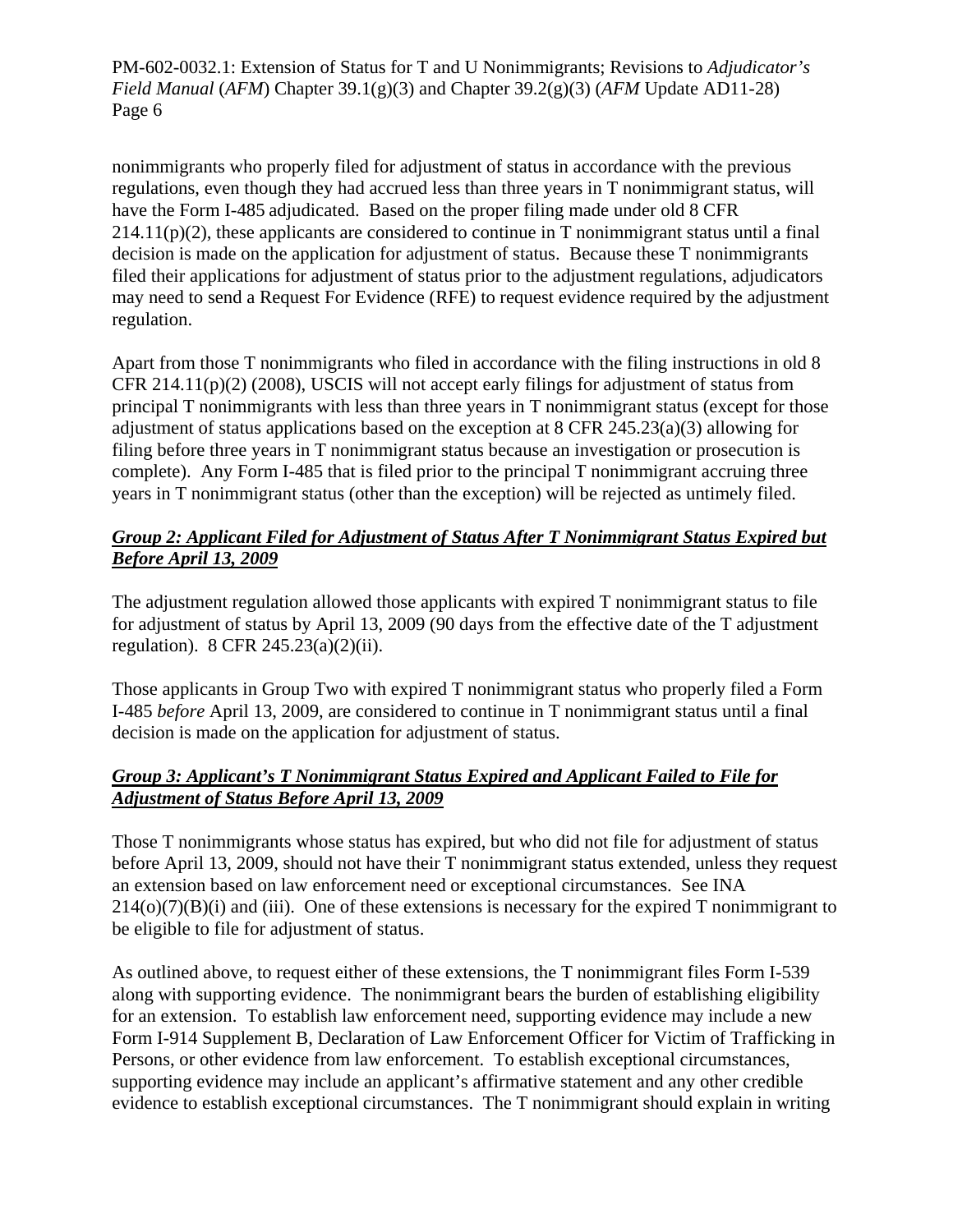nonimmigrants who properly filed for adjustment of status in accordance with the previous regulations, even though they had accrued less than three years in T nonimmigrant status, will have the Form I-485 adjudicated. Based on the proper filing made under old 8 CFR 214.11(p)(2), these applicants are considered to continue in T nonimmigrant status until a final decision is made on the application for adjustment of status. Because these T nonimmigrants filed their applications for adjustment of status prior to the adjustment regulations, adjudicators may need to send a Request For Evidence (RFE) to request evidence required by the adjustment regulation.

Apart from those T nonimmigrants who filed in accordance with the filing instructions in old 8 CFR 214.11(p)(2) (2008), USCIS will not accept early filings for adjustment of status from principal T nonimmigrants with less than three years in T nonimmigrant status (except for those adjustment of status applications based on the exception at 8 CFR 245.23(a)(3) allowing for filing before three years in T nonimmigrant status because an investigation or prosecution is complete). Any Form I-485 that is filed prior to the principal T nonimmigrant accruing three years in T nonimmigrant status (other than the exception) will be rejected as untimely filed.

***Group 2: Applicant Filed for Adjustment of Status After T Nonimmigrant Status Expired but Before April 13, 2009***

The adjustment regulation allowed those applicants with expired T nonimmigrant status to file for adjustment of status by April 13, 2009 (90 days from the effective date of the T adjustment regulation). 8 CFR 245.23(a)(2)(ii).

Those applicants in Group Two with expired T nonimmigrant status who properly filed a Form I-485 *before* April 13, 2009, are considered to continue in T nonimmigrant status until a final decision is made on the application for adjustment of status.

***Group 3: Applicant's T Nonimmigrant Status Expired and Applicant Failed to File for Adjustment of Status Before April 13, 2009***

Those T nonimmigrants whose status has expired, but who did not file for adjustment of status before April 13, 2009, should not have their T nonimmigrant status extended, unless they request an extension based on law enforcement need or exceptional circumstances. See INA 214(o)(7)(B)(i) and (iii). One of these extensions is necessary for the expired T nonimmigrant to be eligible to file for adjustment of status.

As outlined above, to request either of these extensions, the T nonimmigrant files Form I-539 along with supporting evidence. The nonimmigrant bears the burden of establishing eligibility for an extension. To establish law enforcement need, supporting evidence may include a new Form I-914 Supplement B, Declaration of Law Enforcement Officer for Victim of Trafficking in Persons, or other evidence from law enforcement. To establish exceptional circumstances, supporting evidence may include an applicant's affirmative statement and any other credible evidence to establish exceptional circumstances. The T nonimmigrant should explain in writing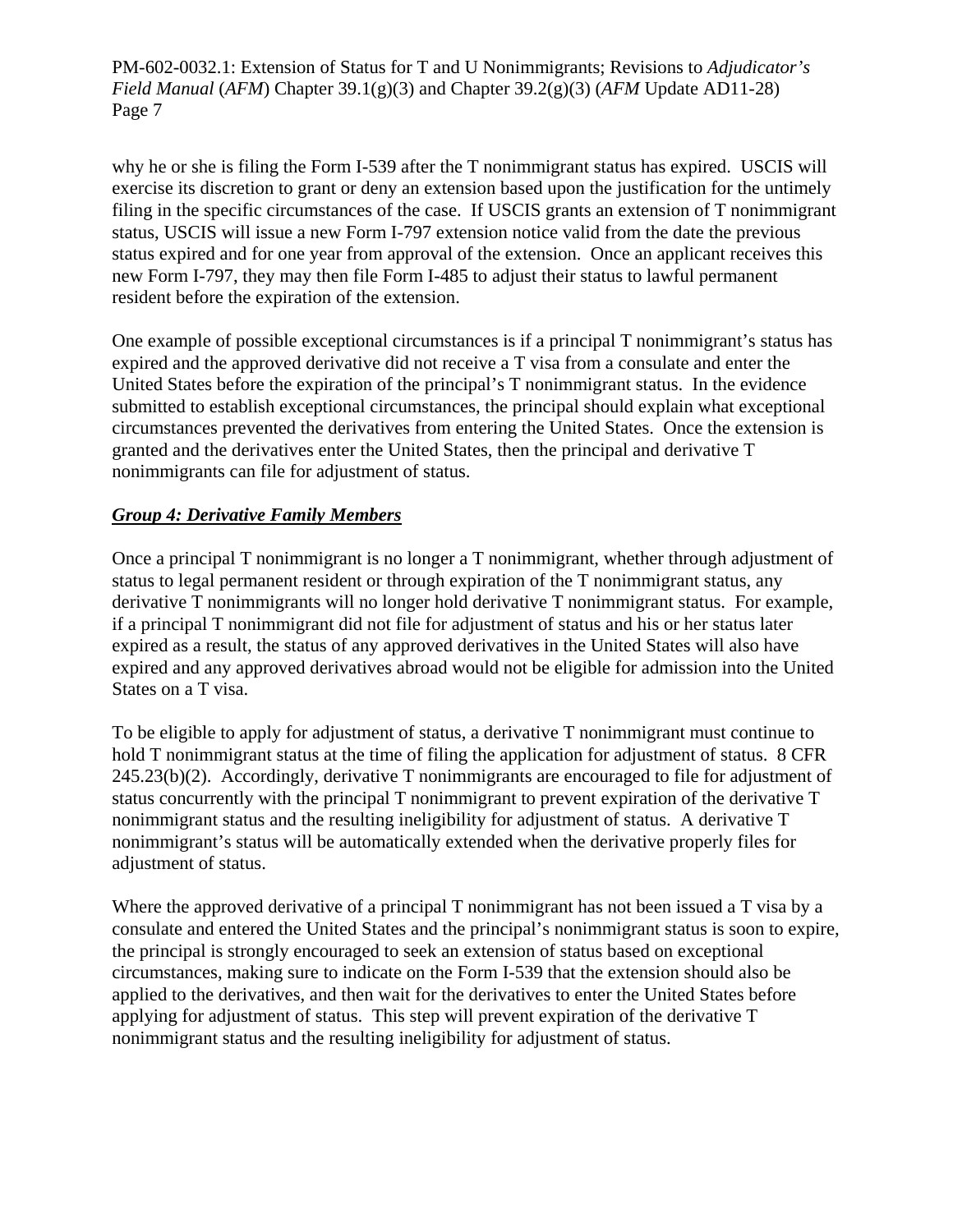why he or she is filing the Form I-539 after the T nonimmigrant status has expired. USCIS will exercise its discretion to grant or deny an extension based upon the justification for the untimely filing in the specific circumstances of the case. If USCIS grants an extension of T nonimmigrant status, USCIS will issue a new Form I-797 extension notice valid from the date the previous status expired and for one year from approval of the extension. Once an applicant receives this new Form I-797, they may then file Form I-485 to adjust their status to lawful permanent resident before the expiration of the extension.

One example of possible exceptional circumstances is if a principal T nonimmigrant's status has expired and the approved derivative did not receive a T visa from a consulate and enter the United States before the expiration of the principal's T nonimmigrant status. In the evidence submitted to establish exceptional circumstances, the principal should explain what exceptional circumstances prevented the derivatives from entering the United States. Once the extension is granted and the derivatives enter the United States, then the principal and derivative T nonimmigrants can file for adjustment of status.

***Group 4: Derivative Family Members***

Once a principal T nonimmigrant is no longer a T nonimmigrant, whether through adjustment of status to legal permanent resident or through expiration of the T nonimmigrant status, any derivative T nonimmigrants will no longer hold derivative T nonimmigrant status. For example, if a principal T nonimmigrant did not file for adjustment of status and his or her status later expired as a result, the status of any approved derivatives in the United States will also have expired and any approved derivatives abroad would not be eligible for admission into the United States on a T visa.

To be eligible to apply for adjustment of status, a derivative T nonimmigrant must continue to hold T nonimmigrant status at the time of filing the application for adjustment of status. 8 CFR 245.23(b)(2). Accordingly, derivative T nonimmigrants are encouraged to file for adjustment of status concurrently with the principal T nonimmigrant to prevent expiration of the derivative T nonimmigrant status and the resulting ineligibility for adjustment of status. A derivative T nonimmigrant's status will be automatically extended when the derivative properly files for adjustment of status.

Where the approved derivative of a principal T nonimmigrant has not been issued a T visa by a consulate and entered the United States and the principal's nonimmigrant status is soon to expire, the principal is strongly encouraged to seek an extension of status based on exceptional circumstances, making sure to indicate on the Form I-539 that the extension should also be applied to the derivatives, and then wait for the derivatives to enter the United States before applying for adjustment of status. This step will prevent expiration of the derivative T nonimmigrant status and the resulting ineligibility for adjustment of status.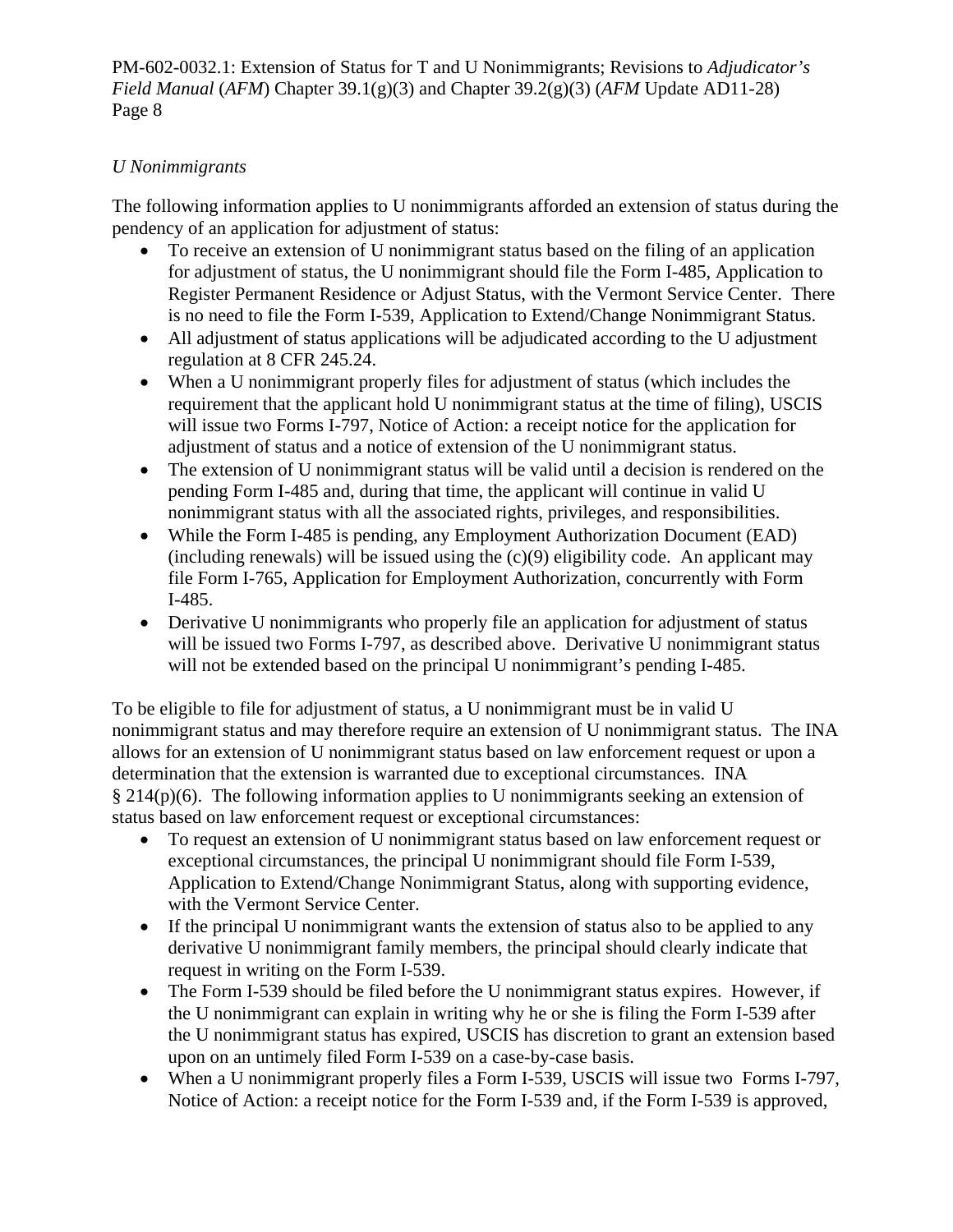*U Nonimmigrants*

The following information applies to U nonimmigrants afforded an extension of status during the pendency of an application for adjustment of status:

- To receive an extension of U nonimmigrant status based on the filing of an application for adjustment of status, the U nonimmigrant should file the Form I-485, Application to Register Permanent Residence or Adjust Status, with the Vermont Service Center. There is no need to file the Form I-539, Application to Extend/Change Nonimmigrant Status.
- All adjustment of status applications will be adjudicated according to the U adjustment regulation at 8 CFR 245.24.
- When a U nonimmigrant properly files for adjustment of status (which includes the requirement that the applicant hold U nonimmigrant status at the time of filing), USCIS will issue two Forms I-797, Notice of Action: a receipt notice for the application for adjustment of status and a notice of extension of the U nonimmigrant status.
- The extension of U nonimmigrant status will be valid until a decision is rendered on the pending Form I-485 and, during that time, the applicant will continue in valid U nonimmigrant status with all the associated rights, privileges, and responsibilities.
- While the Form I-485 is pending, any Employment Authorization Document (EAD) (including renewals) will be issued using the (c)(9) eligibility code. An applicant may file Form I-765, Application for Employment Authorization, concurrently with Form I-485.
- Derivative U nonimmigrants who properly file an application for adjustment of status will be issued two Forms I-797, as described above. Derivative U nonimmigrant status will not be extended based on the principal U nonimmigrant's pending I-485.

To be eligible to file for adjustment of status, a U nonimmigrant must be in valid U nonimmigrant status and may therefore require an extension of U nonimmigrant status. The INA allows for an extension of U nonimmigrant status based on law enforcement request or upon a determination that the extension is warranted due to exceptional circumstances. INA § 214(p)(6). The following information applies to U nonimmigrants seeking an extension of status based on law enforcement request or exceptional circumstances:

- To request an extension of U nonimmigrant status based on law enforcement request or exceptional circumstances, the principal U nonimmigrant should file Form I-539, Application to Extend/Change Nonimmigrant Status, along with supporting evidence, with the Vermont Service Center.
- If the principal U nonimmigrant wants the extension of status also to be applied to any derivative U nonimmigrant family members, the principal should clearly indicate that request in writing on the Form I-539.
- The Form I-539 should be filed before the U nonimmigrant status expires. However, if the U nonimmigrant can explain in writing why he or she is filing the Form I-539 after the U nonimmigrant status has expired, USCIS has discretion to grant an extension based upon on an untimely filed Form I-539 on a case-by-case basis.
- When a U nonimmigrant properly files a Form I-539, USCIS will issue two Forms I-797, Notice of Action: a receipt notice for the Form I-539 and, if the Form I-539 is approved,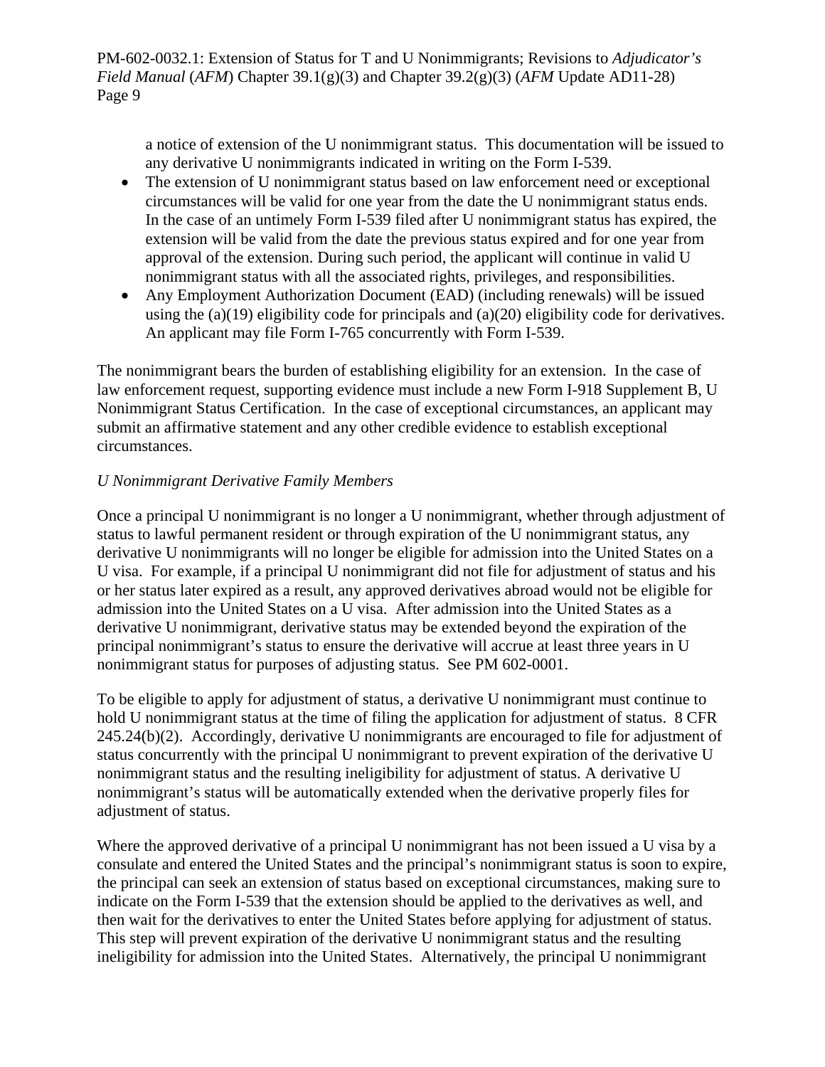a notice of extension of the U nonimmigrant status. This documentation will be issued to any derivative U nonimmigrants indicated in writing on the Form I-539.

- The extension of U nonimmigrant status based on law enforcement need or exceptional circumstances will be valid for one year from the date the U nonimmigrant status ends. In the case of an untimely Form I-539 filed after U nonimmigrant status has expired, the extension will be valid from the date the previous status expired and for one year from approval of the extension. During such period, the applicant will continue in valid U nonimmigrant status with all the associated rights, privileges, and responsibilities.
- Any Employment Authorization Document (EAD) (including renewals) will be issued using the (a)(19) eligibility code for principals and (a)(20) eligibility code for derivatives. An applicant may file Form I-765 concurrently with Form I-539.

The nonimmigrant bears the burden of establishing eligibility for an extension. In the case of law enforcement request, supporting evidence must include a new Form I-918 Supplement B, U Nonimmigrant Status Certification. In the case of exceptional circumstances, an applicant may submit an affirmative statement and any other credible evidence to establish exceptional circumstances.

*U Nonimmigrant Derivative Family Members*

Once a principal U nonimmigrant is no longer a U nonimmigrant, whether through adjustment of status to lawful permanent resident or through expiration of the U nonimmigrant status, any derivative U nonimmigrants will no longer be eligible for admission into the United States on a U visa. For example, if a principal U nonimmigrant did not file for adjustment of status and his or her status later expired as a result, any approved derivatives abroad would not be eligible for admission into the United States on a U visa. After admission into the United States as a derivative U nonimmigrant, derivative status may be extended beyond the expiration of the principal nonimmigrant's status to ensure the derivative will accrue at least three years in U nonimmigrant status for purposes of adjusting status. See PM 602-0001.

To be eligible to apply for adjustment of status, a derivative U nonimmigrant must continue to hold U nonimmigrant status at the time of filing the application for adjustment of status. 8 CFR 245.24(b)(2). Accordingly, derivative U nonimmigrants are encouraged to file for adjustment of status concurrently with the principal U nonimmigrant to prevent expiration of the derivative U nonimmigrant status and the resulting ineligibility for adjustment of status. A derivative U nonimmigrant's status will be automatically extended when the derivative properly files for adjustment of status.

Where the approved derivative of a principal U nonimmigrant has not been issued a U visa by a consulate and entered the United States and the principal's nonimmigrant status is soon to expire, the principal can seek an extension of status based on exceptional circumstances, making sure to indicate on the Form I-539 that the extension should be applied to the derivatives as well, and then wait for the derivatives to enter the United States before applying for adjustment of status. This step will prevent expiration of the derivative U nonimmigrant status and the resulting ineligibility for admission into the United States. Alternatively, the principal U nonimmigrant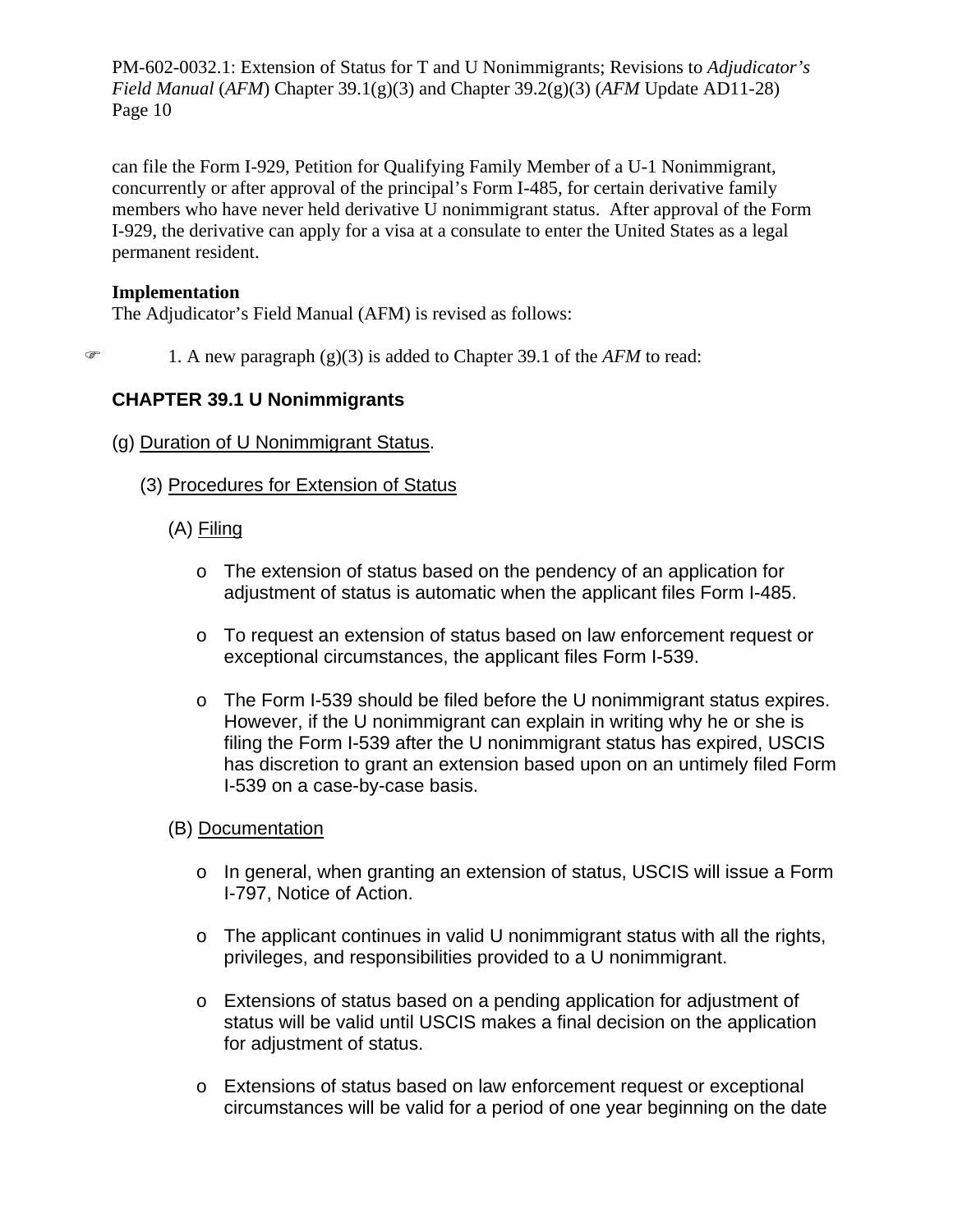can file the Form I-929, Petition for Qualifying Family Member of a U-1 Nonimmigrant, concurrently or after approval of the principal's Form I-485, for certain derivative family members who have never held derivative U nonimmigrant status. After approval of the Form I-929, the derivative can apply for a visa at a consulate to enter the United States as a legal permanent resident.

**Implementation**

The Adjudicator's Field Manual (AFM) is revised as follows:

☞ 1. A new paragraph (g)(3) is added to Chapter 39.1 of the *AFM* to read:

**CHAPTER 39.1 U Nonimmigrants**

(g) Duration of U Nonimmigrant Status.

(3) Procedures for Extension of Status

(A) Filing

- The extension of status based on the pendency of an application for adjustment of status is automatic when the applicant files Form I-485.
- To request an extension of status based on law enforcement request or exceptional circumstances, the applicant files Form I-539.
- The Form I-539 should be filed before the U nonimmigrant status expires. However, if the U nonimmigrant can explain in writing why he or she is filing the Form I-539 after the U nonimmigrant status has expired, USCIS has discretion to grant an extension based upon on an untimely filed Form I-539 on a case-by-case basis.

(B) Documentation

- In general, when granting an extension of status, USCIS will issue a Form I-797, Notice of Action.
- The applicant continues in valid U nonimmigrant status with all the rights, privileges, and responsibilities provided to a U nonimmigrant.
- Extensions of status based on a pending application for adjustment of status will be valid until USCIS makes a final decision on the application for adjustment of status.
- Extensions of status based on law enforcement request or exceptional circumstances will be valid for a period of one year beginning on the date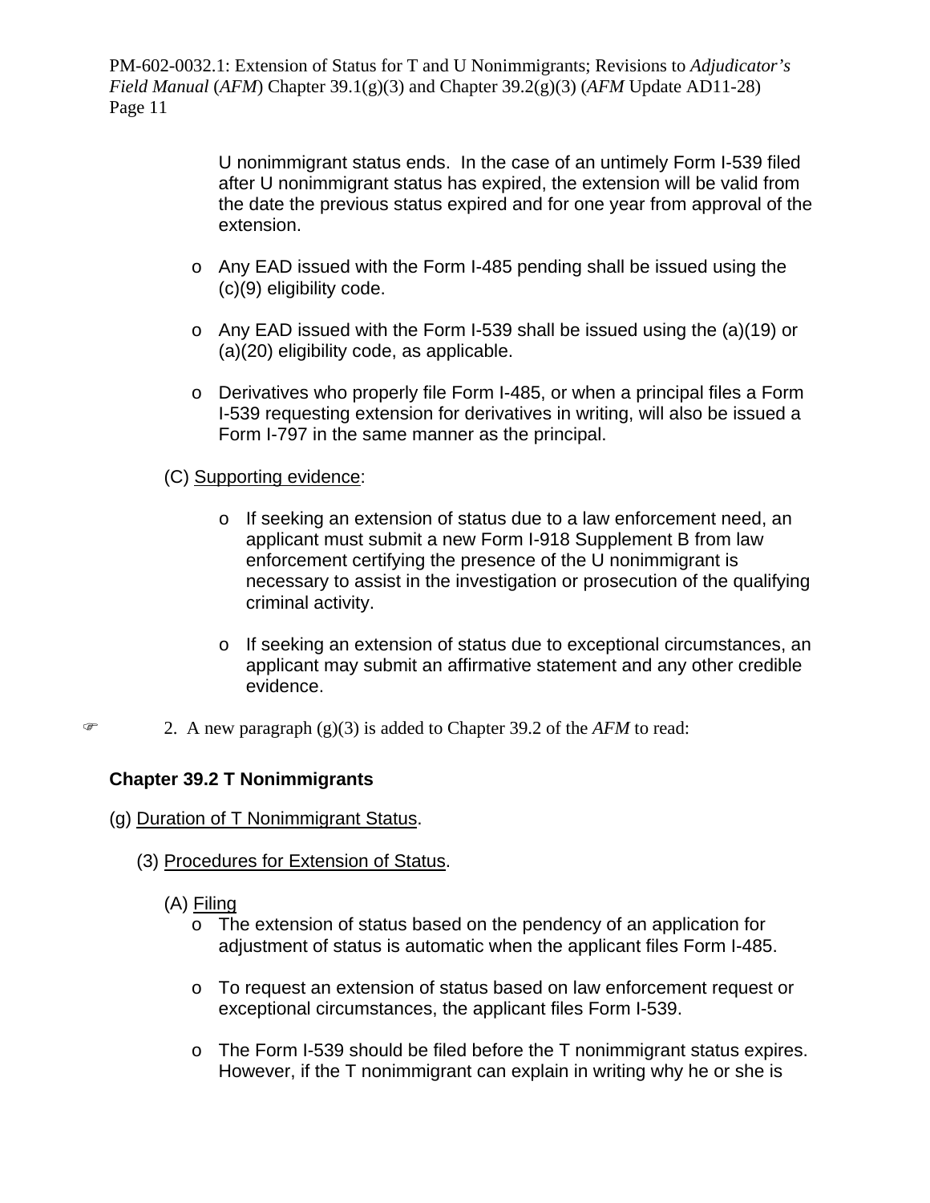U nonimmigrant status ends. In the case of an untimely Form I-539 filed after U nonimmigrant status has expired, the extension will be valid from the date the previous status expired and for one year from approval of the extension.

- Any EAD issued with the Form I-485 pending shall be issued using the (c)(9) eligibility code.

- Any EAD issued with the Form I-539 shall be issued using the (a)(19) or (a)(20) eligibility code, as applicable.

- Derivatives who properly file Form I-485, or when a principal files a Form I-539 requesting extension for derivatives in writing, will also be issued a Form I-797 in the same manner as the principal.

(C) Supporting evidence:

- If seeking an extension of status due to a law enforcement need, an applicant must submit a new Form I-918 Supplement B from law enforcement certifying the presence of the U nonimmigrant is necessary to assist in the investigation or prosecution of the qualifying criminal activity.

- If seeking an extension of status due to exceptional circumstances, an applicant may submit an affirmative statement and any other credible evidence.

☞ 2. A new paragraph (g)(3) is added to Chapter 39.2 of the *AFM* to read:

**Chapter 39.2 T Nonimmigrants**

(g) Duration of T Nonimmigrant Status.

(3) Procedures for Extension of Status.

(A) Filing

- The extension of status based on the pendency of an application for adjustment of status is automatic when the applicant files Form I-485.

- To request an extension of status based on law enforcement request or exceptional circumstances, the applicant files Form I-539.

- The Form I-539 should be filed before the T nonimmigrant status expires. However, if the T nonimmigrant can explain in writing why he or she is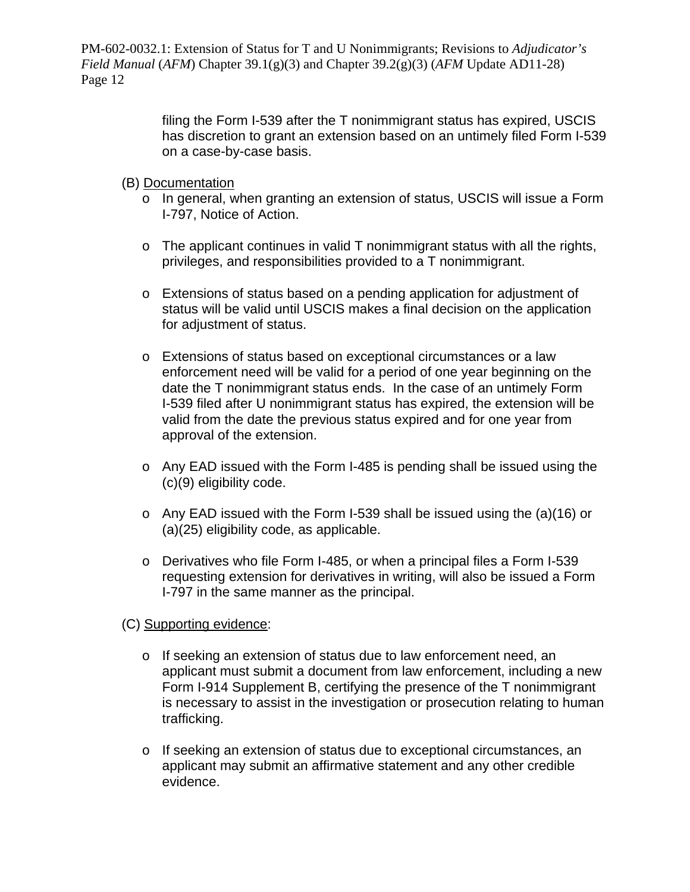filing the Form I-539 after the T nonimmigrant status has expired, USCIS has discretion to grant an extension based on an untimely filed Form I-539 on a case-by-case basis.

(B) <u>Documentation</u>

- In general, when granting an extension of status, USCIS will issue a Form I-797, Notice of Action.

- The applicant continues in valid T nonimmigrant status with all the rights, privileges, and responsibilities provided to a T nonimmigrant.

- Extensions of status based on a pending application for adjustment of status will be valid until USCIS makes a final decision on the application for adjustment of status.

- Extensions of status based on exceptional circumstances or a law enforcement need will be valid for a period of one year beginning on the date the T nonimmigrant status ends. In the case of an untimely Form I-539 filed after U nonimmigrant status has expired, the extension will be valid from the date the previous status expired and for one year from approval of the extension.

- Any EAD issued with the Form I-485 is pending shall be issued using the (c)(9) eligibility code.

- Any EAD issued with the Form I-539 shall be issued using the (a)(16) or (a)(25) eligibility code, as applicable.

- Derivatives who file Form I-485, or when a principal files a Form I-539 requesting extension for derivatives in writing, will also be issued a Form I-797 in the same manner as the principal.

(C) <u>Supporting evidence</u>:

- If seeking an extension of status due to law enforcement need, an applicant must submit a document from law enforcement, including a new Form I-914 Supplement B, certifying the presence of the T nonimmigrant is necessary to assist in the investigation or prosecution relating to human trafficking.

- If seeking an extension of status due to exceptional circumstances, an applicant may submit an affirmative statement and any other credible evidence.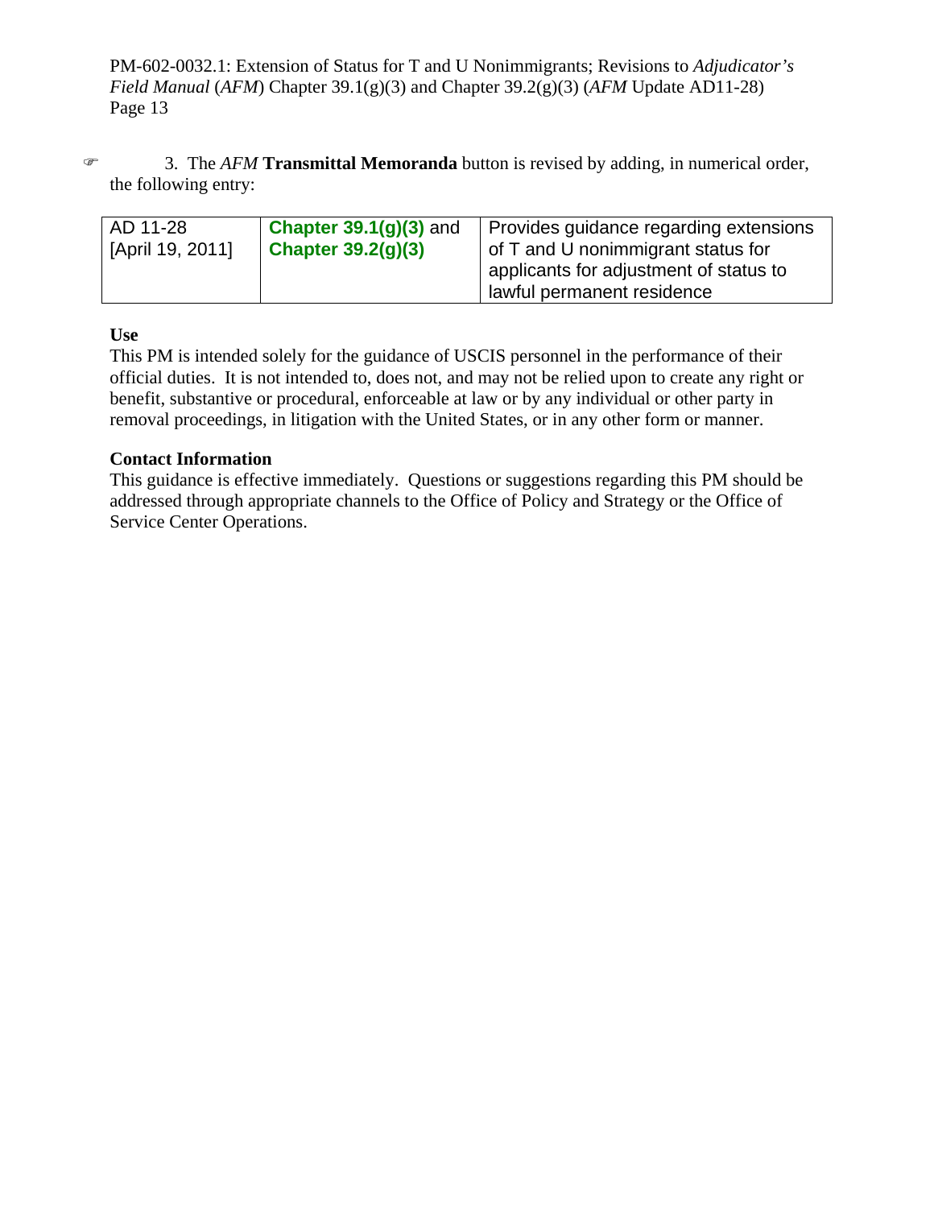☞ 3. The *AFM* **Transmittal Memoranda** button is revised by adding, in numerical order, the following entry:

| | | |
|---|---|---|
| AD 11-28 [April 19, 2011] | **Chapter 39.1(g)(3)** and **Chapter 39.2(g)(3)** | Provides guidance regarding extensions of T and U nonimmigrant status for applicants for adjustment of status to lawful permanent residence |

**Use**
This PM is intended solely for the guidance of USCIS personnel in the performance of their official duties. It is not intended to, does not, and may not be relied upon to create any right or benefit, substantive or procedural, enforceable at law or by any individual or other party in removal proceedings, in litigation with the United States, or in any other form or manner.

**Contact Information**
This guidance is effective immediately. Questions or suggestions regarding this PM should be addressed through appropriate channels to the Office of Policy and Strategy or the Office of Service Center Operations.